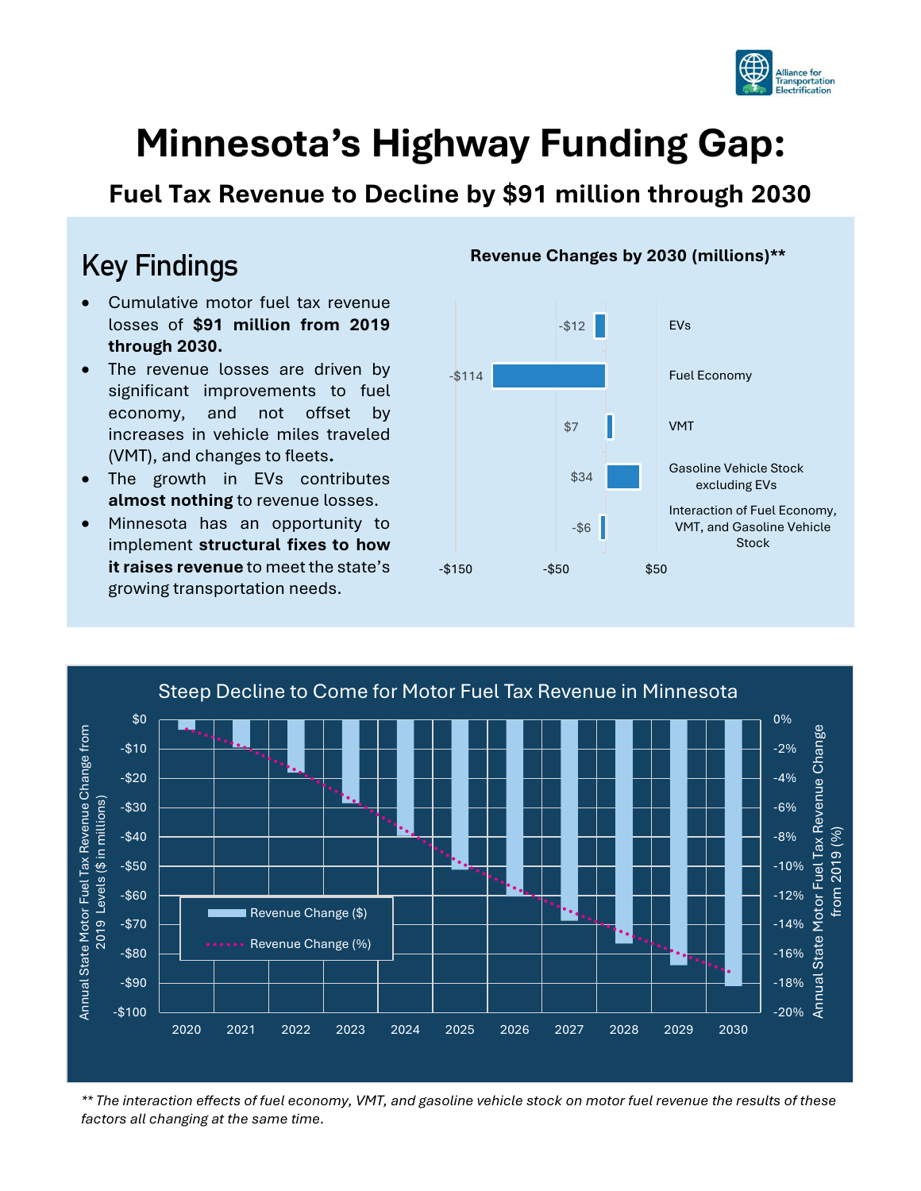# Minnesota's Highway Funding Gap:

## Fuel Tax Revenue to Decline by $91 million through 2030

## Key Findings

- Cumulative motor fuel tax revenue losses of **$91 million from 2019 through 2030.**
- The revenue losses are driven by significant improvements to fuel economy, and not offset by increases in vehicle miles traveled (VMT), and changes to fleets**.**
- The growth in EVs contributes **almost nothing** to revenue losses.
- Minnesota has an opportunity to implement **structural fixes to how it raises revenue** to meet the state's growing transportation needs.

**Revenue Changes by 2030 (millions)****

| Category | Revenue Change |
| --- | --- |
| EVs | -$12 |
| Fuel Economy | -$114 |
| VMT | $7 |
| Gasoline Vehicle Stock excluding EVs | $34 |
| Interaction of Fuel Economy, VMT, and Gasoline Vehicle Stock | -$6 |

Steep Decline to Come for Motor Fuel Tax Revenue in Minnesota

*Chart: Annual State Motor Fuel Tax Revenue Change from 2019 Levels ($ in millions) and Annual State Motor Fuel Tax Revenue Change from 2019 (%), 2020–2030. Legend: Revenue Change ($); Revenue Change (%).*

*** The interaction effects of fuel economy, VMT, and gasoline vehicle stock on motor fuel revenue the results of these factors all changing at the same time.*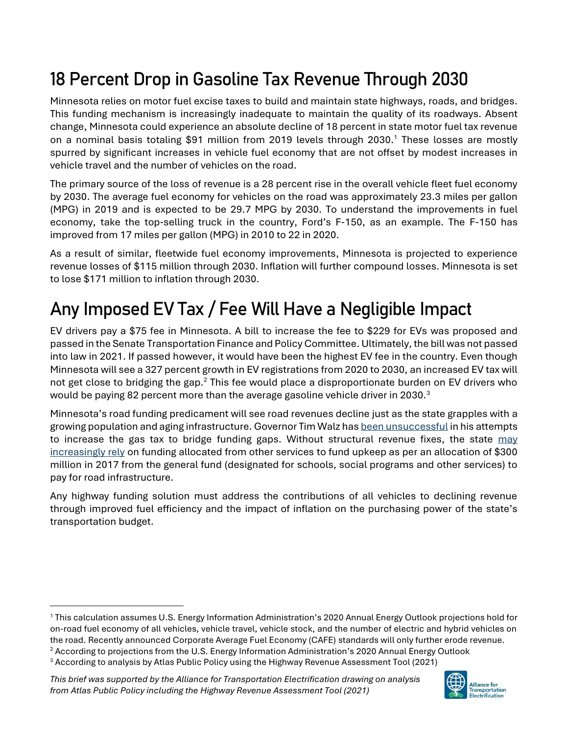## 18 Percent Drop in Gasoline Tax Revenue Through 2030

Minnesota relies on motor fuel excise taxes to build and maintain state highways, roads, and bridges. This funding mechanism is increasingly inadequate to maintain the quality of its roadways. Absent change, Minnesota could experience an absolute decline of 18 percent in state motor fuel tax revenue on a nominal basis totaling $91 million from 2019 levels through 2030.[1] These losses are mostly spurred by significant increases in vehicle fuel economy that are not offset by modest increases in vehicle travel and the number of vehicles on the road.

The primary source of the loss of revenue is a 28 percent rise in the overall vehicle fleet fuel economy by 2030. The average fuel economy for vehicles on the road was approximately 23.3 miles per gallon (MPG) in 2019 and is expected to be 29.7 MPG by 2030. To understand the improvements in fuel economy, take the top-selling truck in the country, Ford's F-150, as an example. The F-150 has improved from 17 miles per gallon (MPG) in 2010 to 22 in 2020.

As a result of similar, fleetwide fuel economy improvements, Minnesota is projected to experience revenue losses of $115 million through 2030. Inflation will further compound losses. Minnesota is set to lose $171 million to inflation through 2030.

## Any Imposed EV Tax / Fee Will Have a Negligible Impact

EV drivers pay a $75 fee in Minnesota. A bill to increase the fee to $229 for EVs was proposed and passed in the Senate Transportation Finance and Policy Committee. Ultimately, the bill was not passed into law in 2021. If passed however, it would have been the highest EV fee in the country. Even though Minnesota will see a 327 percent growth in EV registrations from 2020 to 2030, an increased EV tax will not get close to bridging the gap.[2] This fee would place a disproportionate burden on EV drivers who would be paying 82 percent more than the average gasoline vehicle driver in 2030.[3]

Minnesota's road funding predicament will see road revenues decline just as the state grapples with a growing population and aging infrastructure. Governor Tim Walz has been unsuccessful in his attempts to increase the gas tax to bridge funding gaps. Without structural revenue fixes, the state may increasingly rely on funding allocated from other services to fund upkeep as per an allocation of $300 million in 2017 from the general fund (designated for schools, social programs and other services) to pay for road infrastructure.

Any highway funding solution must address the contributions of all vehicles to declining revenue through improved fuel efficiency and the impact of inflation on the purchasing power of the state's transportation budget.

---

[1] This calculation assumes U.S. Energy Information Administration's 2020 Annual Energy Outlook projections hold for on-road fuel economy of all vehicles, vehicle travel, vehicle stock, and the number of electric and hybrid vehicles on the road. Recently announced Corporate Average Fuel Economy (CAFE) standards will only further erode revenue.

[2] According to projections from the U.S. Energy Information Administration's 2020 Annual Energy Outlook

[3] According to analysis by Atlas Public Policy using the Highway Revenue Assessment Tool (2021)

*This brief was supported by the Alliance for Transportation Electrification drawing on analysis from Atlas Public Policy including the Highway Revenue Assessment Tool (2021)*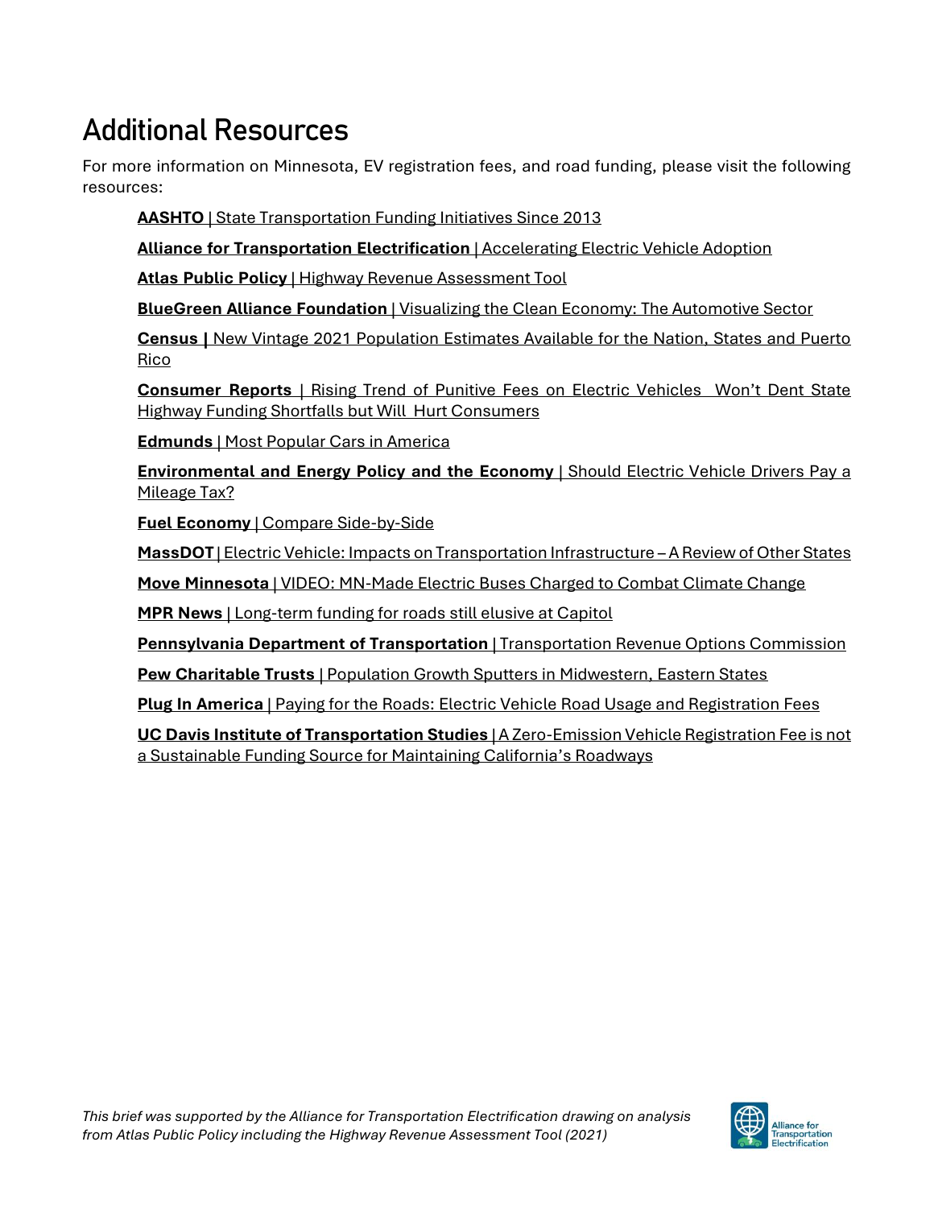# Additional Resources

For more information on Minnesota, EV registration fees, and road funding, please visit the following resources:

- **AASHTO** | State Transportation Funding Initiatives Since 2013
- **Alliance for Transportation Electrification** | Accelerating Electric Vehicle Adoption
- **Atlas Public Policy** | Highway Revenue Assessment Tool
- **BlueGreen Alliance Foundation** | Visualizing the Clean Economy: The Automotive Sector
- **Census |** New Vintage 2021 Population Estimates Available for the Nation, States and Puerto Rico
- **Consumer Reports** | Rising Trend of Punitive Fees on Electric Vehicles Won't Dent State Highway Funding Shortfalls but Will Hurt Consumers
- **Edmunds** | Most Popular Cars in America
- **Environmental and Energy Policy and the Economy** | Should Electric Vehicle Drivers Pay a Mileage Tax?
- **Fuel Economy** | Compare Side-by-Side
- **MassDOT** | Electric Vehicle: Impacts on Transportation Infrastructure – A Review of Other States
- **Move Minnesota** | VIDEO: MN-Made Electric Buses Charged to Combat Climate Change
- **MPR News** | Long-term funding for roads still elusive at Capitol
- **Pennsylvania Department of Transportation** | Transportation Revenue Options Commission
- **Pew Charitable Trusts** | Population Growth Sputters in Midwestern, Eastern States
- **Plug In America** | Paying for the Roads: Electric Vehicle Road Usage and Registration Fees
- **UC Davis Institute of Transportation Studies** | A Zero-Emission Vehicle Registration Fee is not a Sustainable Funding Source for Maintaining California's Roadways

*This brief was supported by the Alliance for Transportation Electrification drawing on analysis from Atlas Public Policy including the Highway Revenue Assessment Tool (2021)*